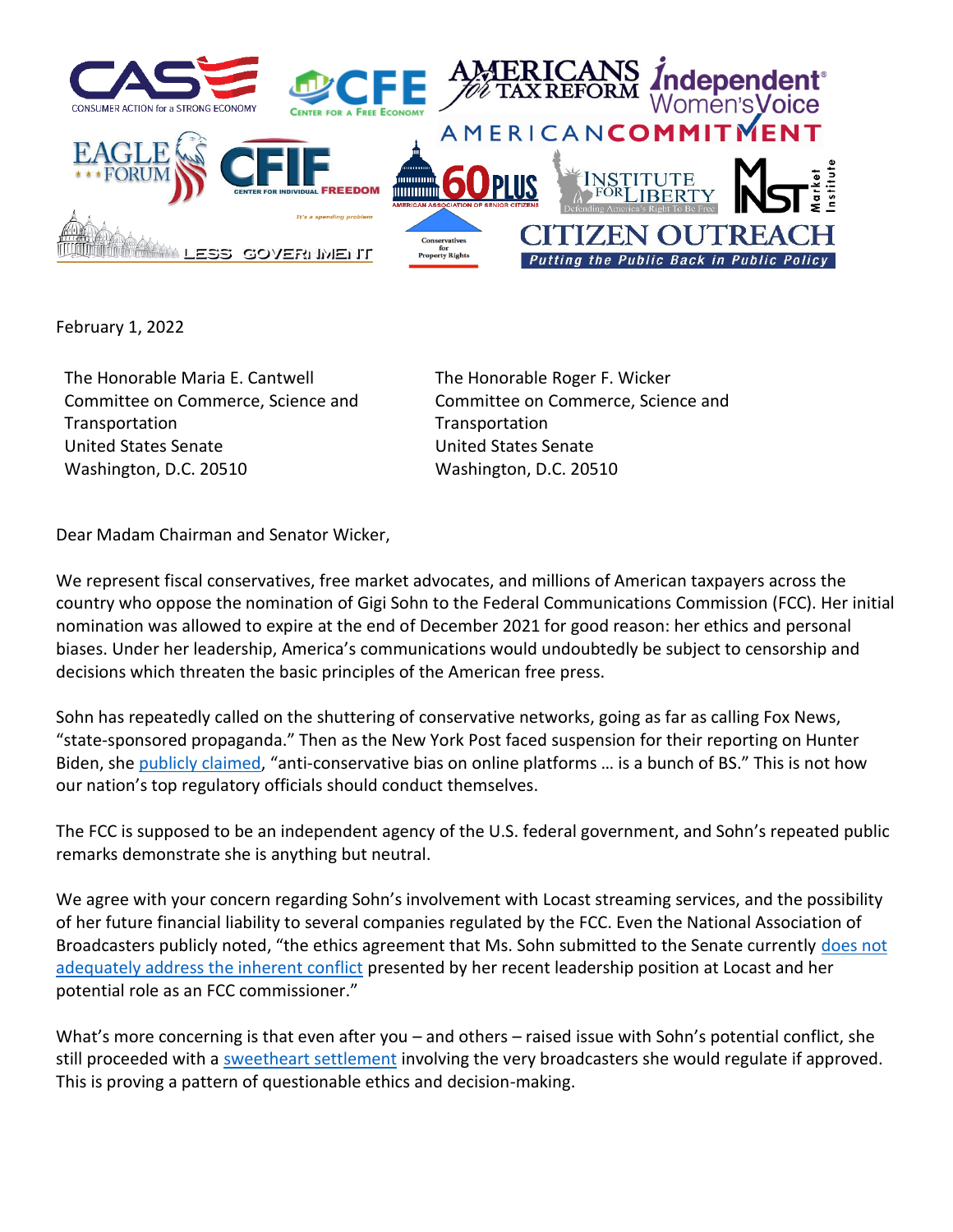February 1, 2022

The Honorable Maria E. Cantwell
Committee on Commerce, Science and Transportation
United States Senate
Washington, D.C. 20510

The Honorable Roger F. Wicker
Committee on Commerce, Science and Transportation
United States Senate
Washington, D.C. 20510

Dear Madam Chairman and Senator Wicker,

We represent fiscal conservatives, free market advocates, and millions of American taxpayers across the country who oppose the nomination of Gigi Sohn to the Federal Communications Commission (FCC). Her initial nomination was allowed to expire at the end of December 2021 for good reason: her ethics and personal biases. Under her leadership, America's communications would undoubtedly be subject to censorship and decisions which threaten the basic principles of the American free press.

Sohn has repeatedly called on the shuttering of conservative networks, going as far as calling Fox News, "state-sponsored propaganda." Then as the New York Post faced suspension for their reporting on Hunter Biden, she publicly claimed, "anti-conservative bias on online platforms … is a bunch of BS." This is not how our nation's top regulatory officials should conduct themselves.

The FCC is supposed to be an independent agency of the U.S. federal government, and Sohn's repeated public remarks demonstrate she is anything but neutral.

We agree with your concern regarding Sohn's involvement with Locast streaming services, and the possibility of her future financial liability to several companies regulated by the FCC. Even the National Association of Broadcasters publicly noted, "the ethics agreement that Ms. Sohn submitted to the Senate currently does not adequately address the inherent conflict presented by her recent leadership position at Locast and her potential role as an FCC commissioner."

What's more concerning is that even after you – and others – raised issue with Sohn's potential conflict, she still proceeded with a sweetheart settlement involving the very broadcasters she would regulate if approved. This is proving a pattern of questionable ethics and decision-making.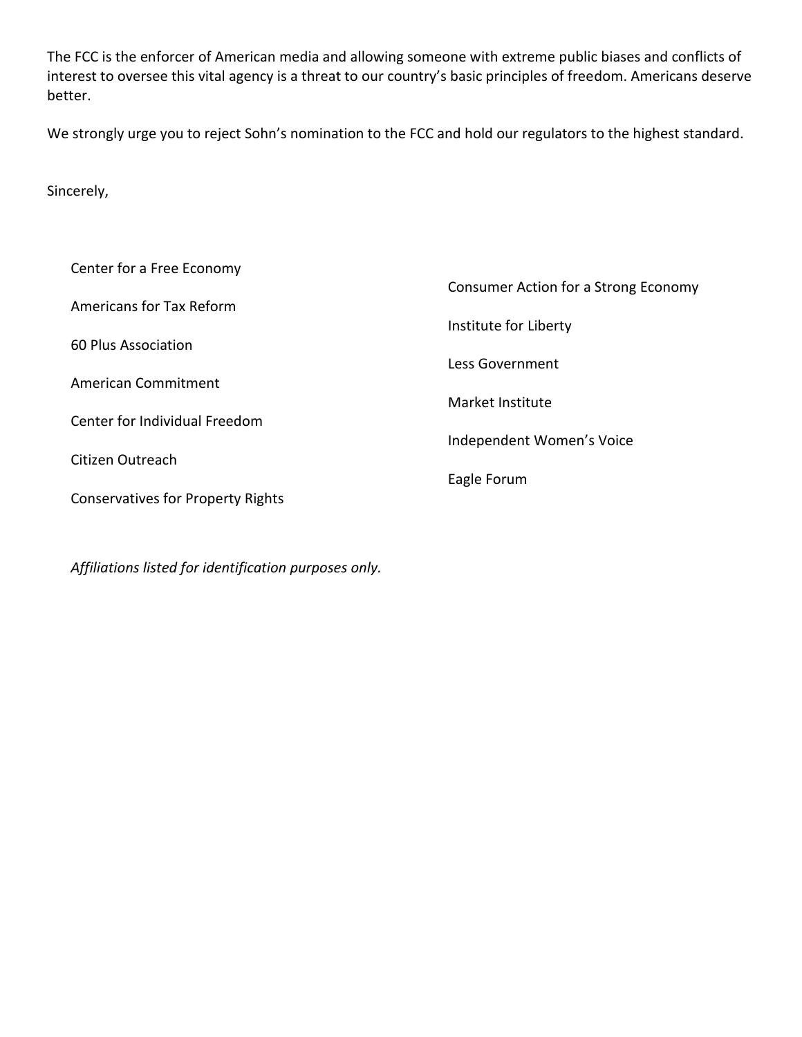The FCC is the enforcer of American media and allowing someone with extreme public biases and conflicts of interest to oversee this vital agency is a threat to our country's basic principles of freedom. Americans deserve better.

We strongly urge you to reject Sohn's nomination to the FCC and hold our regulators to the highest standard.

Sincerely,

Center for a Free Economy

Americans for Tax Reform

60 Plus Association

American Commitment

Center for Individual Freedom

Citizen Outreach

Conservatives for Property Rights

Consumer Action for a Strong Economy

Institute for Liberty

Less Government

Market Institute

Independent Women's Voice

Eagle Forum

*Affiliations listed for identification purposes only.*